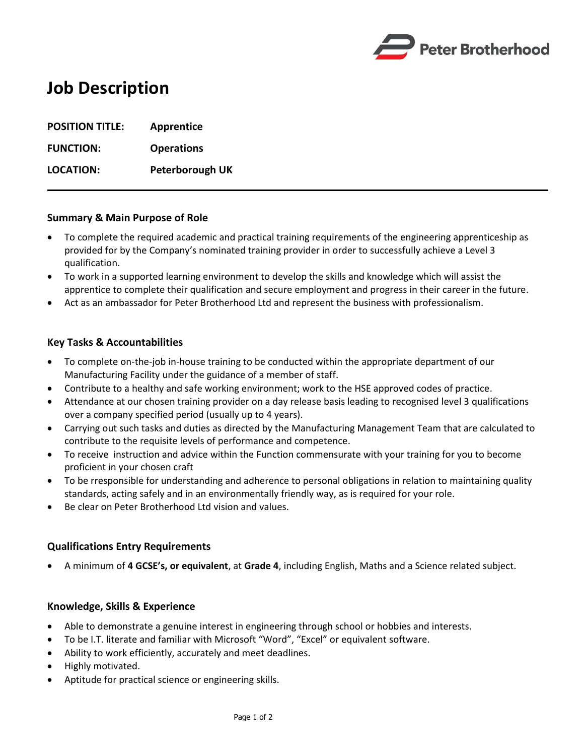Peter Brotherhood

# Job Description

| | |
|---|---|
| **POSITION TITLE:** | **Apprentice** |
| **FUNCTION:** | **Operations** |
| **LOCATION:** | **Peterborough UK** |

---

### Summary & Main Purpose of Role

- To complete the required academic and practical training requirements of the engineering apprenticeship as provided for by the Company's nominated training provider in order to successfully achieve a Level 3 qualification.
- To work in a supported learning environment to develop the skills and knowledge which will assist the apprentice to complete their qualification and secure employment and progress in their career in the future.
- Act as an ambassador for Peter Brotherhood Ltd and represent the business with professionalism.

### Key Tasks & Accountabilities

- To complete on-the-job in-house training to be conducted within the appropriate department of our Manufacturing Facility under the guidance of a member of staff.
- Contribute to a healthy and safe working environment; work to the HSE approved codes of practice.
- Attendance at our chosen training provider on a day release basis leading to recognised level 3 qualifications over a company specified period (usually up to 4 years).
- Carrying out such tasks and duties as directed by the Manufacturing Management Team that are calculated to contribute to the requisite levels of performance and competence.
- To receive  instruction and advice within the Function commensurate with your training for you to become proficient in your chosen craft
- To be rresponsible for understanding and adherence to personal obligations in relation to maintaining quality standards, acting safely and in an environmentally friendly way, as is required for your role.
- Be clear on Peter Brotherhood Ltd vision and values.

### Qualifications Entry Requirements

- A minimum of **4 GCSE's, or equivalent**, at **Grade 4**, including English, Maths and a Science related subject.

### Knowledge, Skills & Experience

- Able to demonstrate a genuine interest in engineering through school or hobbies and interests.
- To be I.T. literate and familiar with Microsoft "Word", "Excel" or equivalent software.
- Ability to work efficiently, accurately and meet deadlines.
- Highly motivated.
- Aptitude for practical science or engineering skills.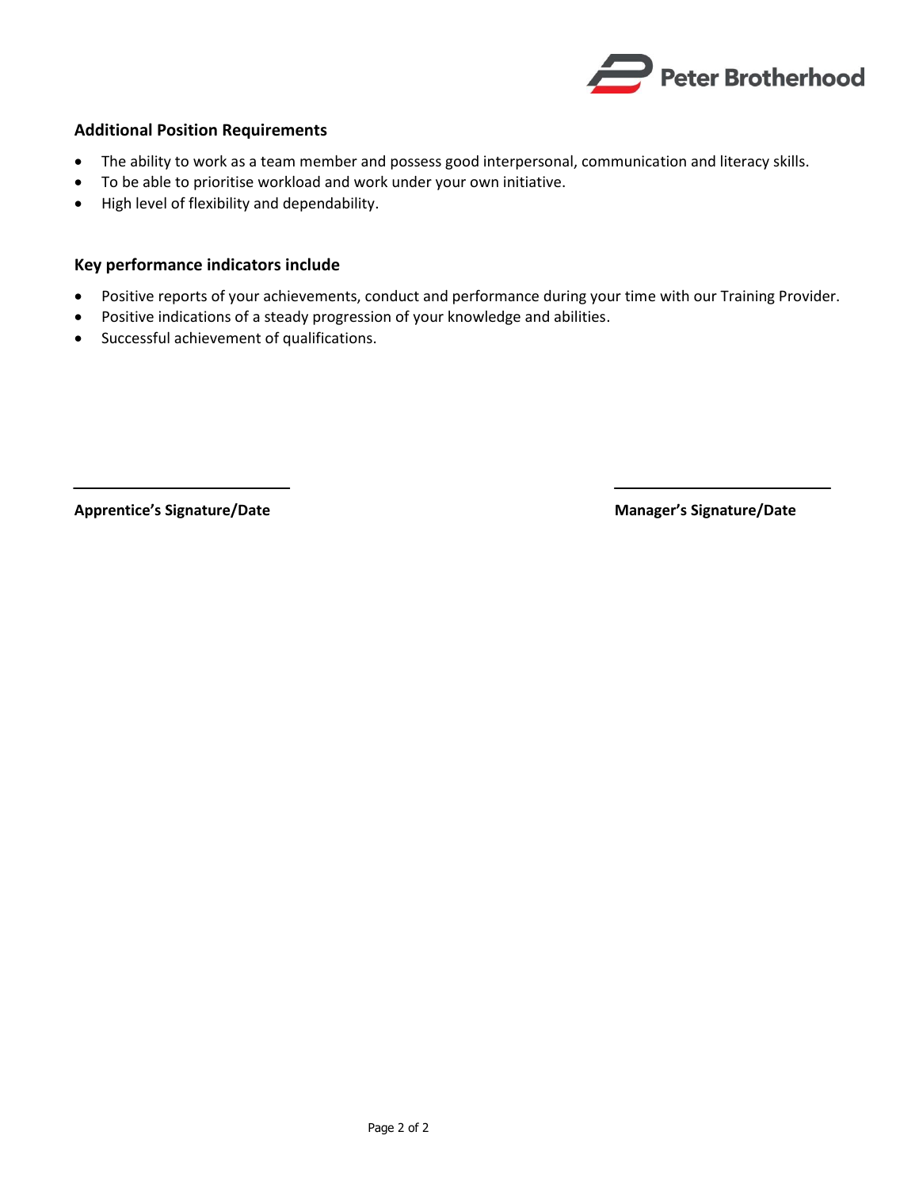### Additional Position Requirements

- The ability to work as a team member and possess good interpersonal, communication and literacy skills.
- To be able to prioritise workload and work under your own initiative.
- High level of flexibility and dependability.

### Key performance indicators include

- Positive reports of your achievements, conduct and performance during your time with our Training Provider.
- Positive indications of a steady progression of your knowledge and abilities.
- Successful achievement of qualifications.

______________________________ ______________________________

**Apprentice's Signature/Date** **Manager's Signature/Date**